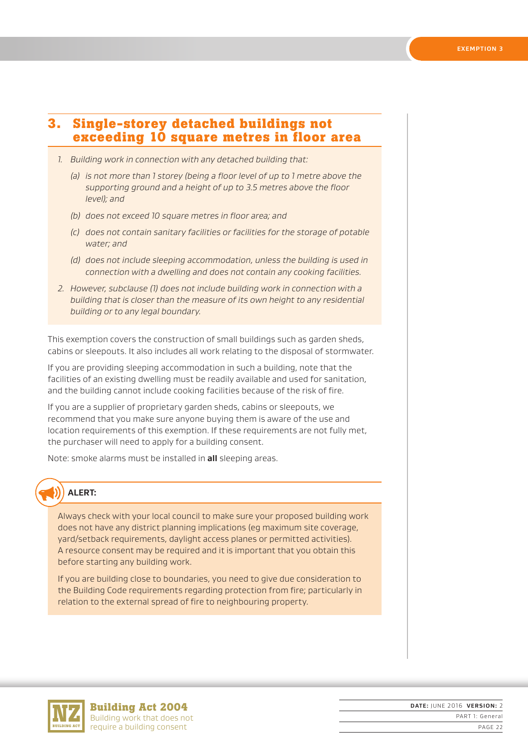## 3. Single-storey detached buildings not exceeding 10 square metres in floor area

1. *Building work in connection with any detached building that:*
   - *(a) is not more than 1 storey (being a floor level of up to 1 metre above the supporting ground and a height of up to 3.5 metres above the floor level); and*
   - *(b) does not exceed 10 square metres in floor area; and*
   - *(c) does not contain sanitary facilities or facilities for the storage of potable water; and*
   - *(d) does not include sleeping accommodation, unless the building is used in connection with a dwelling and does not contain any cooking facilities.*
2. *However, subclause (1) does not include building work in connection with a building that is closer than the measure of its own height to any residential building or to any legal boundary.*

This exemption covers the construction of small buildings such as garden sheds, cabins or sleepouts. It also includes all work relating to the disposal of stormwater.

If you are providing sleeping accommodation in such a building, note that the facilities of an existing dwelling must be readily available and used for sanitation, and the building cannot include cooking facilities because of the risk of fire.

If you are a supplier of proprietary garden sheds, cabins or sleepouts, we recommend that you make sure anyone buying them is aware of the use and location requirements of this exemption. If these requirements are not fully met, the purchaser will need to apply for a building consent.

Note: smoke alarms must be installed in **all** sleeping areas.

**ALERT:**

Always check with your local council to make sure your proposed building work does not have any district planning implications (eg maximum site coverage, yard/setback requirements, daylight access planes or permitted activities). A resource consent may be required and it is important that you obtain this before starting any building work.

If you are building close to boundaries, you need to give due consideration to the Building Code requirements regarding protection from fire; particularly in relation to the external spread of fire to neighbouring property.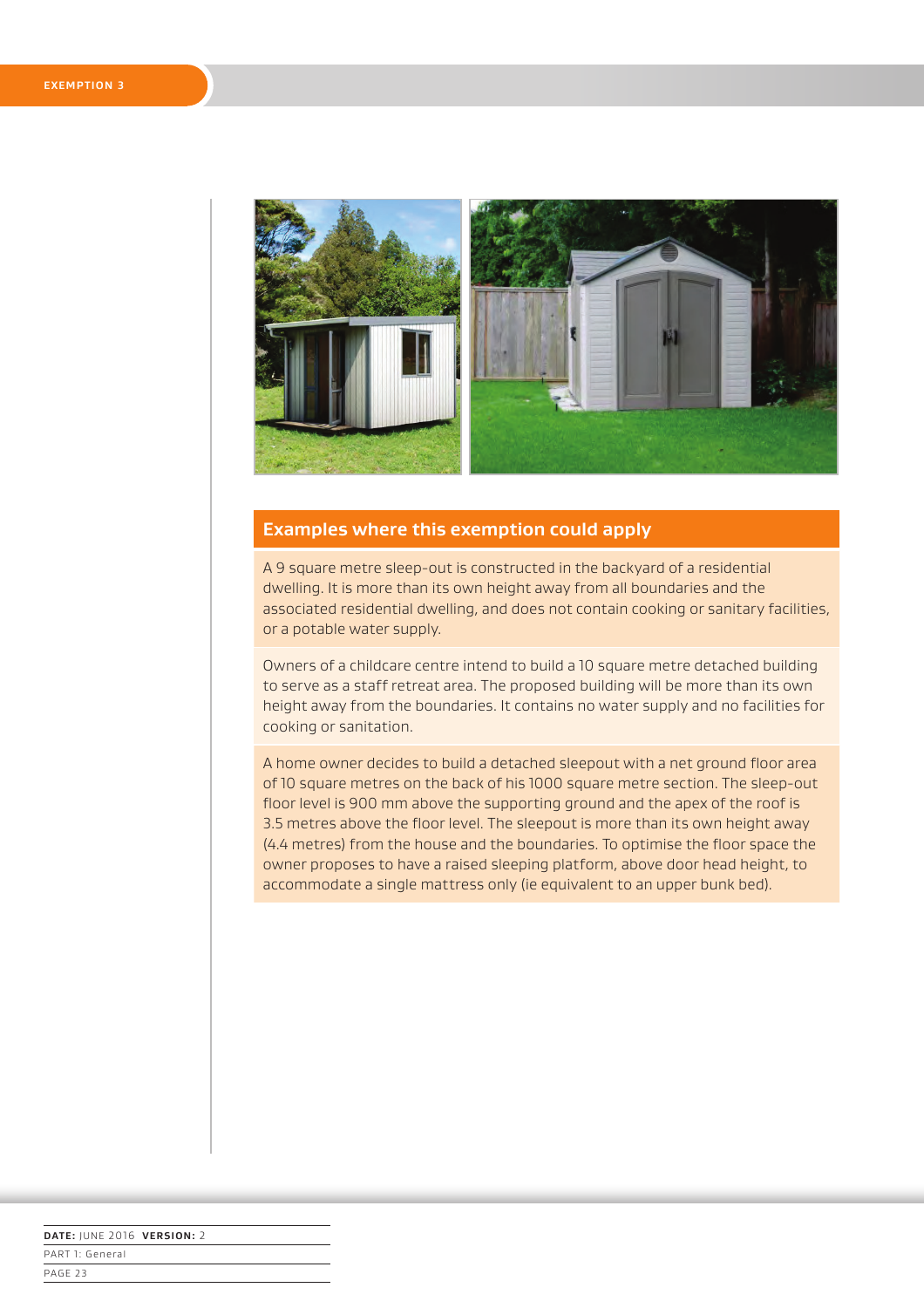## Examples where this exemption could apply

A 9 square metre sleep-out is constructed in the backyard of a residential dwelling. It is more than its own height away from all boundaries and the associated residential dwelling, and does not contain cooking or sanitary facilities, or a potable water supply.

Owners of a childcare centre intend to build a 10 square metre detached building to serve as a staff retreat area. The proposed building will be more than its own height away from the boundaries. It contains no water supply and no facilities for cooking or sanitation.

A home owner decides to build a detached sleepout with a net ground floor area of 10 square metres on the back of his 1000 square metre section. The sleep-out floor level is 900 mm above the supporting ground and the apex of the roof is 3.5 metres above the floor level. The sleepout is more than its own height away (4.4 metres) from the house and the boundaries. To optimise the floor space the owner proposes to have a raised sleeping platform, above door head height, to accommodate a single mattress only (ie equivalent to an upper bunk bed).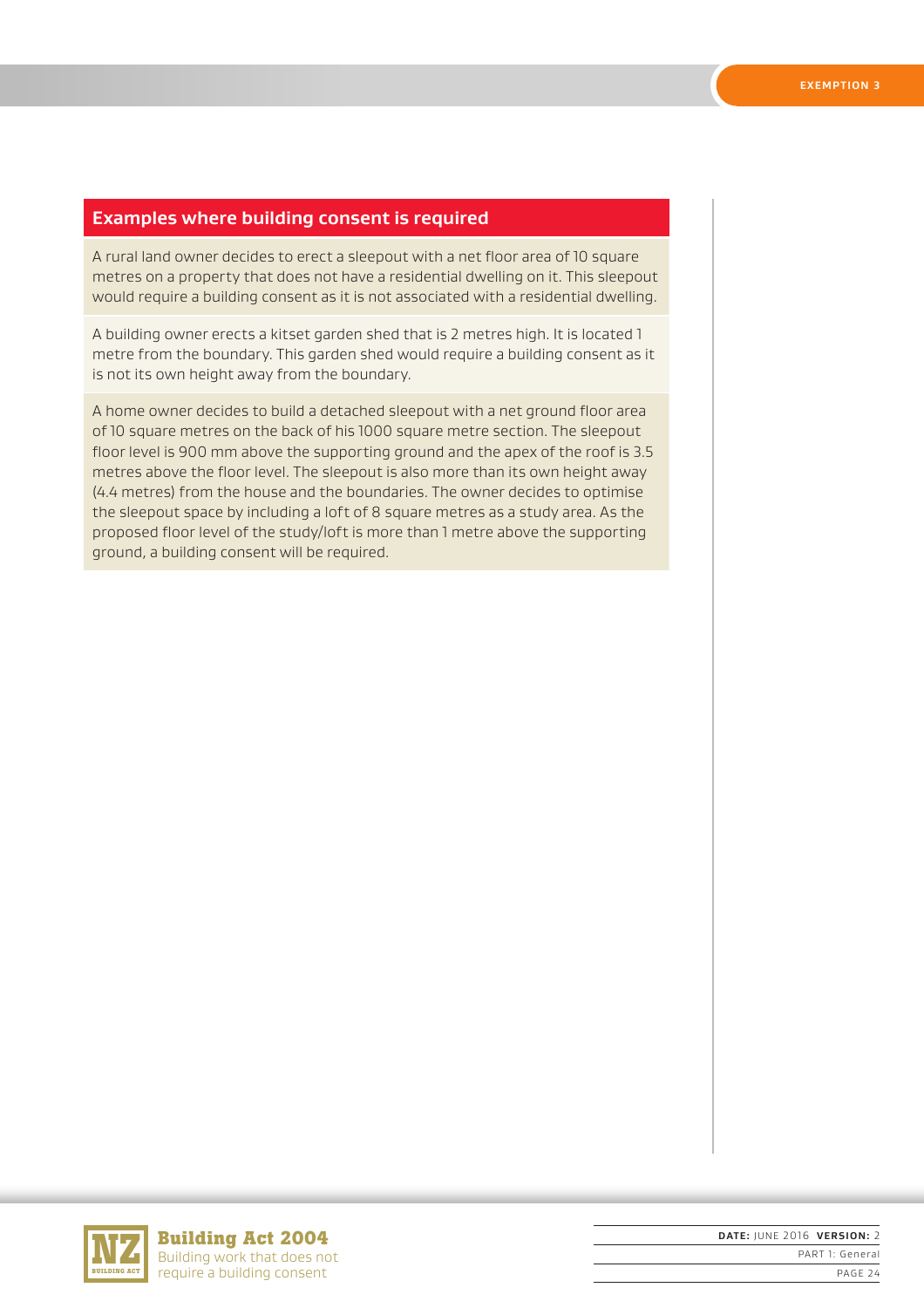## Examples where building consent is required

A rural land owner decides to erect a sleepout with a net floor area of 10 square metres on a property that does not have a residential dwelling on it. This sleepout would require a building consent as it is not associated with a residential dwelling.

A building owner erects a kitset garden shed that is 2 metres high. It is located 1 metre from the boundary. This garden shed would require a building consent as it is not its own height away from the boundary.

A home owner decides to build a detached sleepout with a net ground floor area of 10 square metres on the back of his 1000 square metre section. The sleepout floor level is 900 mm above the supporting ground and the apex of the roof is 3.5 metres above the floor level. The sleepout is also more than its own height away (4.4 metres) from the house and the boundaries. The owner decides to optimise the sleepout space by including a loft of 8 square metres as a study area. As the proposed floor level of the study/loft is more than 1 metre above the supporting ground, a building consent will be required.